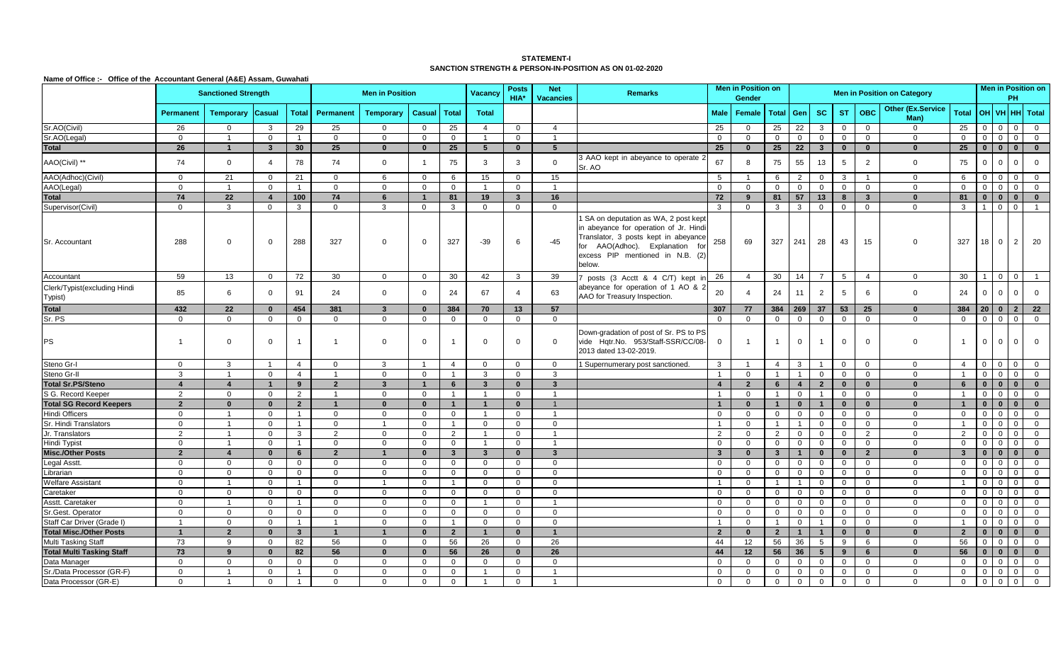**STATEMENT-I**

**SANCTION STRENGTH & PERSON-IN-POSITION AS ON 01-02-2020**

**Name of Office :- Office of the Accountant General (A&E) Assam, Guwahati**

| | Sanctioned Strength | | | | Men in Position | | | | Vacancy | Posts HIA* | Net Vacancies | Remarks | Men in Position on Gender | | | Men in Position on Category | | | | | | Men in Position on PH | | | |
|---|---|---|---|---|---|---|---|---|---|---|---|---|---|---|---|---|---|---|---|---|---|---|---|---|---|
| | Permanent | Temporary | Casual | Total | Permanent | Temporary | Casual | Total | Total | | | | Male | Female | Total | Gen | SC | ST | OBC | Other (Ex.Service Man) | Total | OH | VH | HH | Total |
| Sr.AO(Civil) | 26 | 0 | 3 | 29 | 25 | 0 | 0 | 25 | 4 | 0 | 4 | | 25 | 0 | 25 | 22 | 3 | 0 | 0 | 0 | 25 | 0 | 0 | 0 | 0 |
| Sr.AO(Legal) | 0 | 1 | 0 | 1 | 0 | 0 | 0 | 0 | 1 | 0 | 1 | | 0 | 0 | 0 | 0 | 0 | 0 | 0 | 0 | 0 | 0 | 0 | 0 | 0 |
| **Total** | **26** | **1** | **3** | **30** | **25** | **0** | **0** | **25** | **5** | **0** | **5** | | **25** | **0** | **25** | **22** | **3** | **0** | **0** | **0** | **25** | **0** | **0** | **0** | **0** |
| AAO(Civil) ** | 74 | 0 | 4 | 78 | 74 | 0 | 1 | 75 | 3 | 3 | 0 | 3 AAO kept in abeyance to operate 2 Sr. AO | 67 | 8 | 75 | 55 | 13 | 5 | 2 | 0 | 75 | 0 | 0 | 0 | 0 |
| AAO(Adhoc)(Civil) | 0 | 21 | 0 | 21 | 0 | 6 | 0 | 6 | 15 | 0 | 15 | | 5 | 1 | 6 | 2 | 0 | 3 | 1 | 0 | 6 | 0 | 0 | 0 | 0 |
| AAO(Legal) | 0 | 1 | 0 | 1 | 0 | 0 | 0 | 0 | 1 | 0 | 1 | | 0 | 0 | 0 | 0 | 0 | 0 | 0 | 0 | 0 | 0 | 0 | 0 | 0 |
| **Total** | **74** | **22** | **4** | **100** | **74** | **6** | **1** | **81** | **19** | **3** | **16** | | **72** | **9** | **81** | **57** | **13** | **8** | **3** | **0** | **81** | **0** | **0** | **0** | **0** |
| Supervisor(Civil) | 0 | 3 | 0 | 3 | 0 | 3 | 0 | 3 | 0 | 0 | 0 | | 3 | 0 | 3 | 3 | 0 | 0 | 0 | 0 | 3 | 1 | 0 | 0 | 1 |
| Sr. Accountant | 288 | 0 | 0 | 288 | 327 | 0 | 0 | 327 | -39 | 6 | -45 | 1 SA on deputation as WA, 2 post kept in abeyance for operation of Jr. Hindi Translator, 3 posts kept in abeyance for AAO(Adhoc). Explanation for excess PIP mentioned in N.B. (2) below. | 258 | 69 | 327 | 241 | 28 | 43 | 15 | 0 | 327 | 18 | 0 | 2 | 20 |
| Accountant | 59 | 13 | 0 | 72 | 30 | 0 | 0 | 30 | 42 | 3 | 39 | 7 posts (3 Acctt & 4 C/T) kept in abeyance for operation of 1 AO & 2 AAO for Treasury Inspection. | 26 | 4 | 30 | 14 | 7 | 5 | 4 | 0 | 30 | 1 | 0 | 0 | 1 |
| Clerk/Typist(excluding Hindi Typist) | 85 | 6 | 0 | 91 | 24 | 0 | 0 | 24 | 67 | 4 | 63 | | 20 | 4 | 24 | 11 | 2 | 5 | 6 | 0 | 24 | 0 | 0 | 0 | 0 |
| **Total** | **432** | **22** | **0** | **454** | **381** | **3** | **0** | **384** | **70** | **13** | **57** | | **307** | **77** | **384** | **269** | **37** | **53** | **25** | **0** | **384** | **20** | **0** | **2** | **22** |
| Sr. PS | 0 | 0 | 0 | 0 | 0 | 0 | 0 | 0 | 0 | 0 | 0 | | 0 | 0 | 0 | 0 | 0 | 0 | 0 | 0 | 0 | 0 | 0 | 0 | 0 |
| PS | 1 | 0 | 0 | 1 | 1 | 0 | 0 | 1 | 0 | 0 | 0 | Down-gradation of post of Sr. PS to PS vide Hqtr.No. 953/Staff-SSR/CC/08-2013 dated 13-02-2019. | 0 | 1 | 1 | 0 | 1 | 0 | 0 | 0 | 1 | 0 | 0 | 0 | 0 |
| Steno Gr-I | 0 | 3 | 1 | 4 | 0 | 3 | 1 | 4 | 0 | 0 | 0 | 1 Supernumerary post sanctioned. | 3 | 1 | 4 | 3 | 1 | 0 | 0 | 0 | 4 | 0 | 0 | 0 | 0 |
| Steno Gr-II | 3 | 1 | 0 | 4 | 1 | 0 | 0 | 1 | 3 | 0 | 3 | | 1 | 0 | 1 | 1 | 0 | 0 | 0 | 0 | 1 | 0 | 0 | 0 | 0 |
| **Total Sr.PS/Steno** | **4** | **4** | **1** | **9** | **2** | **3** | **1** | **6** | **3** | **0** | **3** | | **4** | **2** | **6** | **4** | **2** | **0** | **0** | **0** | **6** | **0** | **0** | **0** | **0** |
| S G. Record Keeper | 2 | 0 | 0 | 2 | 1 | 0 | 0 | 1 | 1 | 0 | 1 | | 1 | 0 | 1 | 0 | 1 | 0 | 0 | 0 | 1 | 0 | 0 | 0 | 0 |
| **Total SG Record Keepers** | **2** | **0** | **0** | **2** | **1** | **0** | **0** | **1** | **1** | **0** | **1** | | **1** | **0** | **1** | **0** | **1** | **0** | **0** | **0** | **1** | **0** | **0** | **0** | **0** |
| Hindi Officers | 0 | 1 | 0 | 1 | 0 | 0 | 0 | 0 | 1 | 0 | 1 | | 0 | 0 | 0 | 0 | 0 | 0 | 0 | 0 | 0 | 0 | 0 | 0 | 0 |
| Sr. Hindi Translators | 0 | 1 | 0 | 1 | 0 | 1 | 0 | 1 | 0 | 0 | 0 | | 1 | 0 | 1 | 1 | 0 | 0 | 0 | 0 | 1 | 0 | 0 | 0 | 0 |
| Jr. Translators | 2 | 1 | 0 | 3 | 2 | 0 | 0 | 2 | 1 | 0 | 1 | | 2 | 0 | 2 | 0 | 0 | 0 | 2 | 0 | 2 | 0 | 0 | 0 | 0 |
| Hindi Typist | 0 | 1 | 0 | 1 | 0 | 0 | 0 | 0 | 1 | 0 | 1 | | 0 | 0 | 0 | 0 | 0 | 0 | 0 | 0 | 0 | 0 | 0 | 0 | 0 |
| **Misc./Other Posts** | **2** | **4** | **0** | **6** | **2** | **1** | **0** | **3** | **3** | **0** | **3** | | **3** | **0** | **3** | **1** | **0** | **0** | **2** | **0** | **3** | **0** | **0** | **0** | **0** |
| Legal Asstt. | 0 | 0 | 0 | 0 | 0 | 0 | 0 | 0 | 0 | 0 | 0 | | 0 | 0 | 0 | 0 | 0 | 0 | 0 | 0 | 0 | 0 | 0 | 0 | 0 |
| Librarian | 0 | 0 | 0 | 0 | 0 | 0 | 0 | 0 | 0 | 0 | 0 | | 0 | 0 | 0 | 0 | 0 | 0 | 0 | 0 | 0 | 0 | 0 | 0 | 0 |
| Welfare Assistant | 0 | 1 | 0 | 1 | 0 | 1 | 0 | 1 | 0 | 0 | 0 | | 1 | 0 | 1 | 1 | 0 | 0 | 0 | 0 | 1 | 0 | 0 | 0 | 0 |
| Caretaker | 0 | 0 | 0 | 0 | 0 | 0 | 0 | 0 | 0 | 0 | 0 | | 0 | 0 | 0 | 0 | 0 | 0 | 0 | 0 | 0 | 0 | 0 | 0 | 0 |
| Asstt. Caretaker | 0 | 1 | 0 | 1 | 0 | 0 | 0 | 0 | 1 | 0 | 1 | | 0 | 0 | 0 | 0 | 0 | 0 | 0 | 0 | 0 | 0 | 0 | 0 | 0 |
| Sr.Gest. Operator | 0 | 0 | 0 | 0 | 0 | 0 | 0 | 0 | 0 | 0 | 0 | | 0 | 0 | 0 | 0 | 0 | 0 | 0 | 0 | 0 | 0 | 0 | 0 | 0 |
| Staff Car Driver (Grade I) | 1 | 0 | 0 | 1 | 1 | 0 | 0 | 1 | 0 | 0 | 0 | | 1 | 0 | 1 | 0 | 1 | 0 | 0 | 0 | 1 | 0 | 0 | 0 | 0 |
| **Total Misc./Other Posts** | **1** | **2** | **0** | **3** | **1** | **1** | **0** | **2** | **1** | **0** | **1** | | **2** | **0** | **2** | **1** | **1** | **0** | **0** | **0** | **2** | **0** | **0** | **0** | **0** |
| Multi Tasking Staff | 73 | 9 | 0 | 82 | 56 | 0 | 0 | 56 | 26 | 0 | 26 | | 44 | 12 | 56 | 36 | 5 | 9 | 6 | 0 | 56 | 0 | 0 | 0 | 0 |
| **Total Multi Tasking Staff** | **73** | **9** | **0** | **82** | **56** | **0** | **0** | **56** | **26** | **0** | **26** | | **44** | **12** | **56** | **36** | **5** | **9** | **6** | **0** | **56** | **0** | **0** | **0** | **0** |
| Data Manager | 0 | 0 | 0 | 0 | 0 | 0 | 0 | 0 | 0 | 0 | 0 | | 0 | 0 | 0 | 0 | 0 | 0 | 0 | 0 | 0 | 0 | 0 | 0 | 0 |
| Sr./Data Processor (GR-F) | 0 | 1 | 0 | 1 | 0 | 0 | 0 | 0 | 1 | 0 | 1 | | 0 | 0 | 0 | 0 | 0 | 0 | 0 | 0 | 0 | 0 | 0 | 0 | 0 |
| Data Processor (GR-E) | 0 | 1 | 0 | 1 | 0 | 0 | 0 | 0 | 1 | 0 | 1 | | 0 | 0 | 0 | 0 | 0 | 0 | 0 | 0 | 0 | 0 | 0 | 0 | 0 |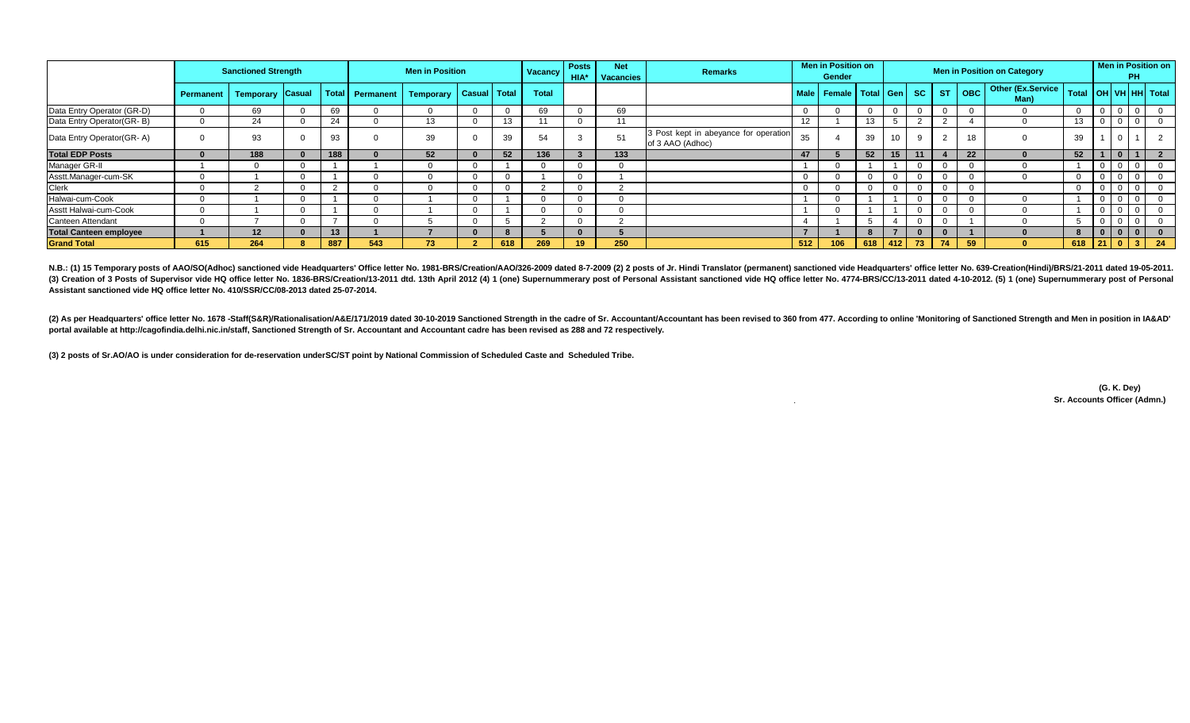| | Sanctioned Strength | | | | Men in Position | | | | Vacancy | Posts HIA* | Net Vacancies | Remarks | Men in Position on Gender | | | Men in Position on Category | | | | | | Men in Position on PH | | | |
|---|---|---|---|---|---|---|---|---|---|---|---|---|---|---|---|---|---|---|---|---|---|---|---|---|---|
| | Permanent | Temporary | Casual | Total | Permanent | Temporary | Casual | Total | Total | | | | Male | Female | Total | Gen | SC | ST | OBC | Other (Ex.Service Man) | Total | OH | VH | HH | Total |
| Data Entry Operator (GR-D) | 0 | 69 | 0 | 69 | 0 | 0 | 0 | 0 | 69 | 0 | 69 | | 0 | 0 | 0 | 0 | 0 | 0 | 0 | 0 | 0 | 0 | 0 | 0 | 0 |
| Data Entry Operator(GR- B) | 0 | 24 | 0 | 24 | 0 | 13 | 0 | 13 | 11 | 0 | 11 | | 12 | 1 | 13 | 5 | 2 | 2 | 4 | 0 | 13 | 0 | 0 | 0 | 0 |
| Data Entry Operator(GR- A) | 0 | 93 | 0 | 93 | 0 | 39 | 0 | 39 | 54 | 3 | 51 | 3 Post kept in abeyance for operation of 3 AAO (Adhoc) | 35 | 4 | 39 | 10 | 9 | 2 | 18 | 0 | 39 | 1 | 0 | 1 | 2 |
| **Total EDP Posts** | **0** | **188** | **0** | **188** | **0** | **52** | **0** | **52** | **136** | **3** | **133** | | **47** | **5** | **52** | **15** | **11** | **4** | **22** | **0** | **52** | **1** | **0** | **1** | **2** |
| Manager GR-II | 1 | 0 | 0 | 1 | 1 | 0 | 0 | 1 | 0 | 0 | 0 | | 1 | 0 | 1 | 1 | 0 | 0 | 0 | 0 | 1 | 0 | 0 | 0 | 0 |
| Asstt.Manager-cum-SK | 0 | 1 | 0 | 1 | 0 | 0 | 0 | 0 | 1 | 0 | 1 | | 0 | 0 | 0 | 0 | 0 | 0 | 0 | 0 | 0 | 0 | 0 | 0 | 0 |
| Clerk | 0 | 2 | 0 | 2 | 0 | 0 | 0 | 0 | 2 | 0 | 2 | | 0 | 0 | 0 | 0 | 0 | 0 | 0 | | 0 | 0 | 0 | 0 | 0 |
| Halwai-cum-Cook | 0 | 1 | 0 | 1 | 0 | 1 | 0 | 1 | 0 | 0 | 0 | | 1 | 0 | 1 | 1 | 0 | 0 | 0 | 0 | 1 | 0 | 0 | 0 | 0 |
| Asstt Halwai-cum-Cook | 0 | 1 | 0 | 1 | 0 | 1 | 0 | 1 | 0 | 0 | 0 | | 1 | 0 | 1 | 1 | 0 | 0 | 0 | 0 | 1 | 0 | 0 | 0 | 0 |
| Canteen Attendant | 0 | 7 | 0 | 7 | 0 | 5 | 0 | 5 | 2 | 0 | 2 | | 4 | 1 | 5 | 4 | 0 | 0 | 1 | 0 | 5 | 0 | 0 | 0 | 0 |
| **Total Canteen employee** | **1** | **12** | **0** | **13** | **1** | **7** | **0** | **8** | **5** | **0** | **5** | | **7** | **1** | **8** | **7** | **0** | **0** | **1** | **0** | **8** | **0** | **0** | **0** | **0** |
| **Grand Total** | **615** | **264** | **8** | **887** | **543** | **73** | **2** | **618** | **269** | **19** | **250** | | **512** | **106** | **618** | **412** | **73** | **74** | **59** | **0** | **618** | **21** | **0** | **3** | **24** |

**N.B.: (1) 15 Temporary posts of AAO/SO(Adhoc) sanctioned vide Headquarters' Office letter No. 1981-BRS/Creation/AAO/326-2009 dated 8-7-2009 (2) 2 posts of Jr. Hindi Translator (permanent) sanctioned vide Headquarters' office letter No. 639-Creation(Hindi)/BRS/21-2011 dated 19-05-2011. (3) Creation of 3 Posts of Supervisor vide HQ office letter No. 1836-BRS/Creation/13-2011 dtd. 13th April 2012 (4) 1 (one) Supernummerary post of Personal Assistant sanctioned vide HQ office letter No. 4774-BRS/CC/13-2011 dated 4-10-2012. (5) 1 (one) Supernummerary post of Personal Assistant sanctioned vide HQ office letter No. 410/SSR/CC/08-2013 dated 25-07-2014.**

**(2) As per Headquarters' office letter No. 1678 -Staff(S&R)/Rationalisation/A&E/171/2019 dated 30-10-2019 Sanctioned Strength in the cadre of Sr. Accountant/Accountant has been revised to 360 from 477. According to online 'Monitoring of Sanctioned Strength and Men in position in IA&AD' portal available at http://cagofindia.delhi.nic.in/staff, Sanctioned Strength of Sr. Accountant and Accountant cadre has been revised as 288 and 72 respectively.**

**(3) 2 posts of Sr.AO/AO is under consideration for de-reservation underSC/ST point by National Commission of Scheduled Caste and Scheduled Tribe.**

**(G. K. Dey)**
**Sr. Accounts Officer (Admn.)**